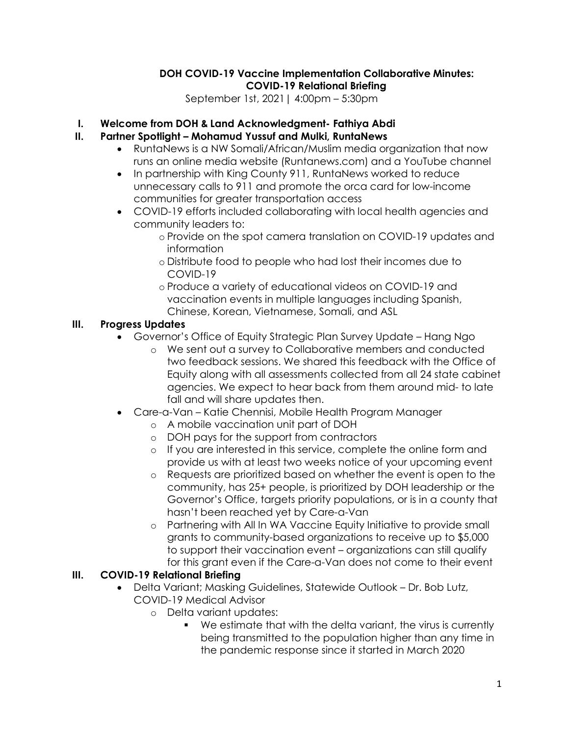**DOH COVID-19 Vaccine Implementation Collaborative Minutes: COVID-19 Relational Briefing**

September 1st, 2021| 4:00pm – 5:30pm

## I. Welcome from DOH & Land Acknowledgment- Fathiya Abdi

## II. Partner Spotlight – Mohamud Yussuf and Mulki, RuntaNews

- RuntaNews is a NW Somali/African/Muslim media organization that now runs an online media website (Runtanews.com) and a YouTube channel
- In partnership with King County 911, RuntaNews worked to reduce unnecessary calls to 911 and promote the orca card for low-income communities for greater transportation access
- COVID-19 efforts included collaborating with local health agencies and community leaders to:
  - Provide on the spot camera translation on COVID-19 updates and information
  - Distribute food to people who had lost their incomes due to COVID-19
  - Produce a variety of educational videos on COVID-19 and vaccination events in multiple languages including Spanish, Chinese, Korean, Vietnamese, Somali, and ASL

## III. Progress Updates

- Governor's Office of Equity Strategic Plan Survey Update – Hang Ngo
  - We sent out a survey to Collaborative members and conducted two feedback sessions. We shared this feedback with the Office of Equity along with all assessments collected from all 24 state cabinet agencies. We expect to hear back from them around mid- to late fall and will share updates then.
- Care-a-Van – Katie Chennisi, Mobile Health Program Manager
  - A mobile vaccination unit part of DOH
  - DOH pays for the support from contractors
  - If you are interested in this service, complete the online form and provide us with at least two weeks notice of your upcoming event
  - Requests are prioritized based on whether the event is open to the community, has 25+ people, is prioritized by DOH leadership or the Governor's Office, targets priority populations, or is in a county that hasn't been reached yet by Care-a-Van
  - Partnering with All In WA Vaccine Equity Initiative to provide small grants to community-based organizations to receive up to $5,000 to support their vaccination event – organizations can still qualify for this grant even if the Care-a-Van does not come to their event

## III. COVID-19 Relational Briefing

- Delta Variant; Masking Guidelines, Statewide Outlook – Dr. Bob Lutz, COVID-19 Medical Advisor
  - Delta variant updates:
    - We estimate that with the delta variant, the virus is currently being transmitted to the population higher than any time in the pandemic response since it started in March 2020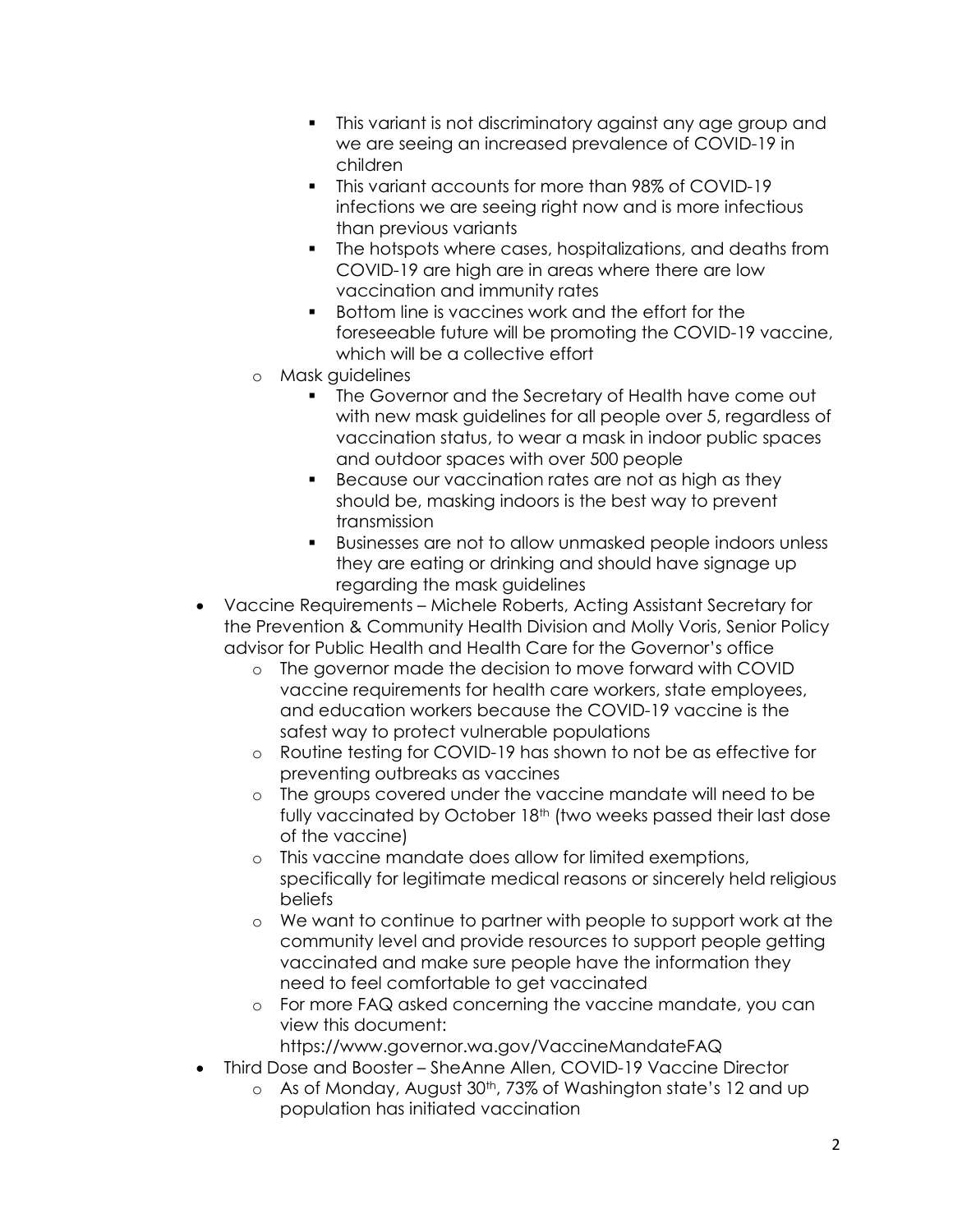- This variant is not discriminatory against any age group and we are seeing an increased prevalence of COVID-19 in children
    - This variant accounts for more than 98% of COVID-19 infections we are seeing right now and is more infectious than previous variants
    - The hotspots where cases, hospitalizations, and deaths from COVID-19 are high are in areas where there are low vaccination and immunity rates
    - Bottom line is vaccines work and the effort for the foreseeable future will be promoting the COVID-19 vaccine, which will be a collective effort
  - Mask guidelines
    - The Governor and the Secretary of Health have come out with new mask guidelines for all people over 5, regardless of vaccination status, to wear a mask in indoor public spaces and outdoor spaces with over 500 people
    - Because our vaccination rates are not as high as they should be, masking indoors is the best way to prevent transmission
    - Businesses are not to allow unmasked people indoors unless they are eating or drinking and should have signage up regarding the mask guidelines
- Vaccine Requirements – Michele Roberts, Acting Assistant Secretary for the Prevention & Community Health Division and Molly Voris, Senior Policy advisor for Public Health and Health Care for the Governor's office
  - The governor made the decision to move forward with COVID vaccine requirements for health care workers, state employees, and education workers because the COVID-19 vaccine is the safest way to protect vulnerable populations
  - Routine testing for COVID-19 has shown to not be as effective for preventing outbreaks as vaccines
  - The groups covered under the vaccine mandate will need to be fully vaccinated by October 18th (two weeks passed their last dose of the vaccine)
  - This vaccine mandate does allow for limited exemptions, specifically for legitimate medical reasons or sincerely held religious beliefs
  - We want to continue to partner with people to support work at the community level and provide resources to support people getting vaccinated and make sure people have the information they need to feel comfortable to get vaccinated
  - For more FAQ asked concerning the vaccine mandate, you can view this document: https://www.governor.wa.gov/VaccineMandateFAQ
- Third Dose and Booster – SheAnne Allen, COVID-19 Vaccine Director
  - As of Monday, August 30th, 73% of Washington state's 12 and up population has initiated vaccination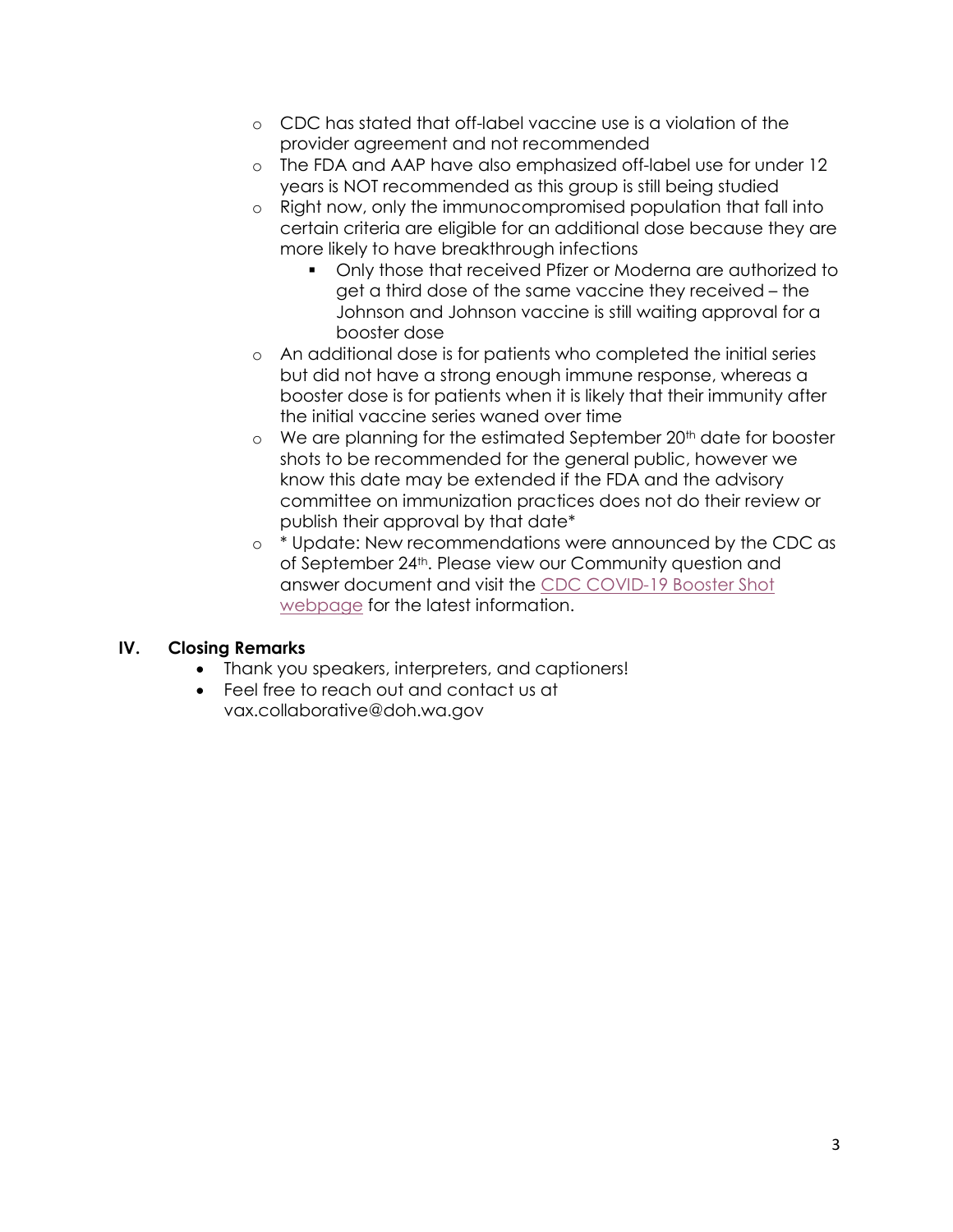- CDC has stated that off-label vaccine use is a violation of the provider agreement and not recommended
- The FDA and AAP have also emphasized off-label use for under 12 years is NOT recommended as this group is still being studied
- Right now, only the immunocompromised population that fall into certain criteria are eligible for an additional dose because they are more likely to have breakthrough infections
    - Only those that received Pfizer or Moderna are authorized to get a third dose of the same vaccine they received – the Johnson and Johnson vaccine is still waiting approval for a booster dose
- An additional dose is for patients who completed the initial series but did not have a strong enough immune response, whereas a booster dose is for patients when it is likely that their immunity after the initial vaccine series waned over time
- We are planning for the estimated September 20th date for booster shots to be recommended for the general public, however we know this date may be extended if the FDA and the advisory committee on immunization practices does not do their review or publish their approval by that date*
- * Update: New recommendations were announced by the CDC as of September 24th. Please view our Community question and answer document and visit the CDC COVID-19 Booster Shot webpage for the latest information.

## IV. Closing Remarks

- Thank you speakers, interpreters, and captioners!
- Feel free to reach out and contact us at vax.collaborative@doh.wa.gov